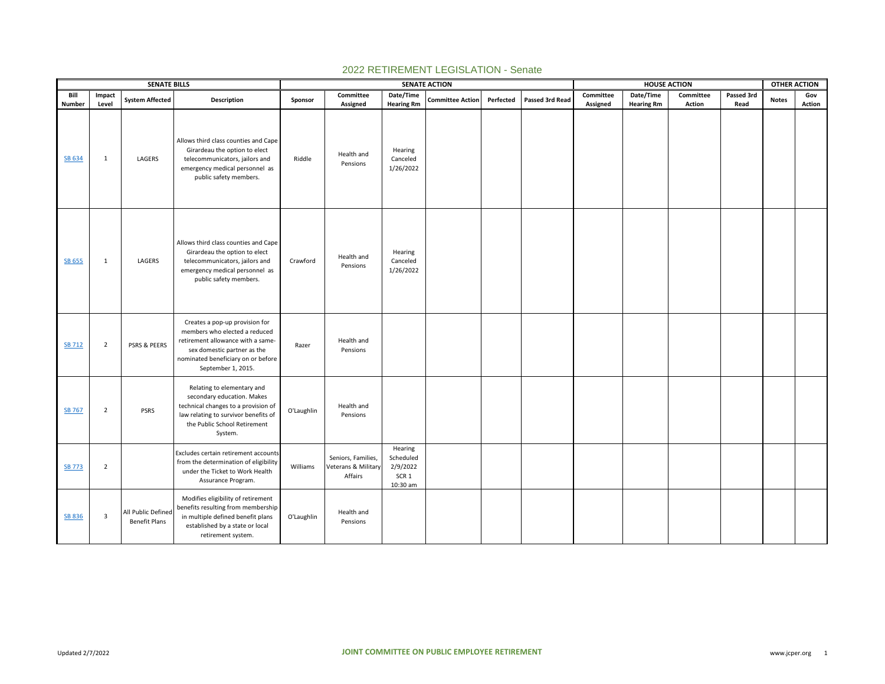# 2022 RETIREMENT LEGISLATION - Senate

| SENATE BILLS | | | | SENATE ACTION | | | | | | HOUSE ACTION | | | | OTHER ACTION | |
|---|---|---|---|---|---|---|---|---|---|---|---|---|---|---|---|
| Bill Number | Impact Level | System Affected | Description | Sponsor | Committee Assigned | Date/Time Hearing Rm | Committee Action | Perfected | Passed 3rd Read | Committee Assigned | Date/Time Hearing Rm | Committee Action | Passed 3rd Read | Notes | Gov Action |
| SB 634 | 1 | LAGERS | Allows third class counties and Cape Girardeau the option to elect telecommunicators, jailors and emergency medical personnel as public safety members. | Riddle | Health and Pensions | Hearing Canceled 1/26/2022 | | | | | | | | | |
| SB 655 | 1 | LAGERS | Allows third class counties and Cape Girardeau the option to elect telecommunicators, jailors and emergency medical personnel as public safety members. | Crawford | Health and Pensions | Hearing Canceled 1/26/2022 | | | | | | | | | |
| SB 712 | 2 | PSRS & PEERS | Creates a pop-up provision for members who elected a reduced retirement allowance with a same-sex domestic partner as the nominated beneficiary on or before September 1, 2015. | Razer | Health and Pensions | | | | | | | | | | |
| SB 767 | 2 | PSRS | Relating to elementary and secondary education. Makes technical changes to a provision of law relating to survivor benefits of the Public School Retirement System. | O'Laughlin | Health and Pensions | | | | | | | | | | |
| SB 773 | 2 | | Excludes certain retirement accounts from the determination of eligibility under the Ticket to Work Health Assurance Program. | Williams | Seniors, Families, Veterans & Military Affairs | Hearing Scheduled 2/9/2022 SCR 1 10:30 am | | | | | | | | | |
| SB 836 | 3 | All Public Defined Benefit Plans | Modifies eligibility of retirement benefits resulting from membership in multiple defined benefit plans established by a state or local retirement system. | O'Laughlin | Health and Pensions | | | | | | | | | | |

Updated 2/7/2022

JOINT COMMITTEE ON PUBLIC EMPLOYEE RETIREMENT

www.jcper.org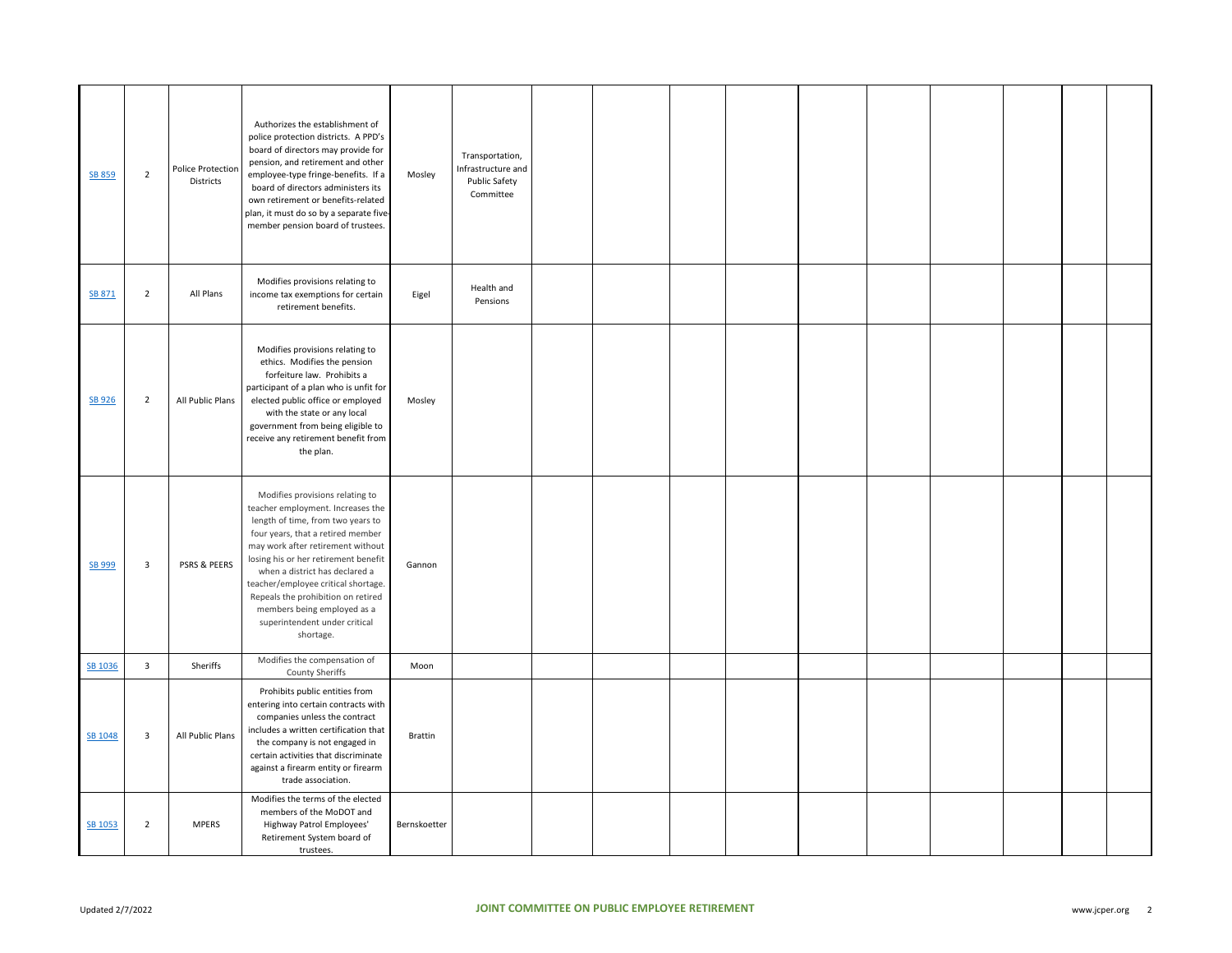| | | | | | | | | | | | | | | | |
|---|---|---|---|---|---|---|---|---|---|---|---|---|---|---|---|
| SB 859 | 2 | Police Protection Districts | Authorizes the establishment of police protection districts. A PPD's board of directors may provide for pension, and retirement and other employee-type fringe-benefits. If a board of directors administers its own retirement or benefits-related plan, it must do so by a separate five-member pension board of trustees. | Mosley | Transportation, Infrastructure and Public Safety Committee | | | | | | | | | | |
| SB 871 | 2 | All Plans | Modifies provisions relating to income tax exemptions for certain retirement benefits. | Eigel | Health and Pensions | | | | | | | | | | |
| SB 926 | 2 | All Public Plans | Modifies provisions relating to ethics. Modifies the pension forfeiture law. Prohibits a participant of a plan who is unfit for elected public office or employed with the state or any local government from being eligible to receive any retirement benefit from the plan. | Mosley | | | | | | | | | | | |
| SB 999 | 3 | PSRS & PEERS | Modifies provisions relating to teacher employment. Increases the length of time, from two years to four years, that a retired member may work after retirement without losing his or her retirement benefit when a district has declared a teacher/employee critical shortage. Repeals the prohibition on retired members being employed as a superintendent under critical shortage. | Gannon | | | | | | | | | | | |
| SB 1036 | 3 | Sheriffs | Modifies the compensation of County Sheriffs | Moon | | | | | | | | | | | |
| SB 1048 | 3 | All Public Plans | Prohibits public entities from entering into certain contracts with companies unless the contract includes a written certification that the company is not engaged in certain activities that discriminate against a firearm entity or firearm trade association. | Brattin | | | | | | | | | | | |
| SB 1053 | 2 | MPERS | Modifies the terms of the elected members of the MoDOT and Highway Patrol Employees' Retirement System board of trustees. | Bernskoetter | | | | | | | | | | | |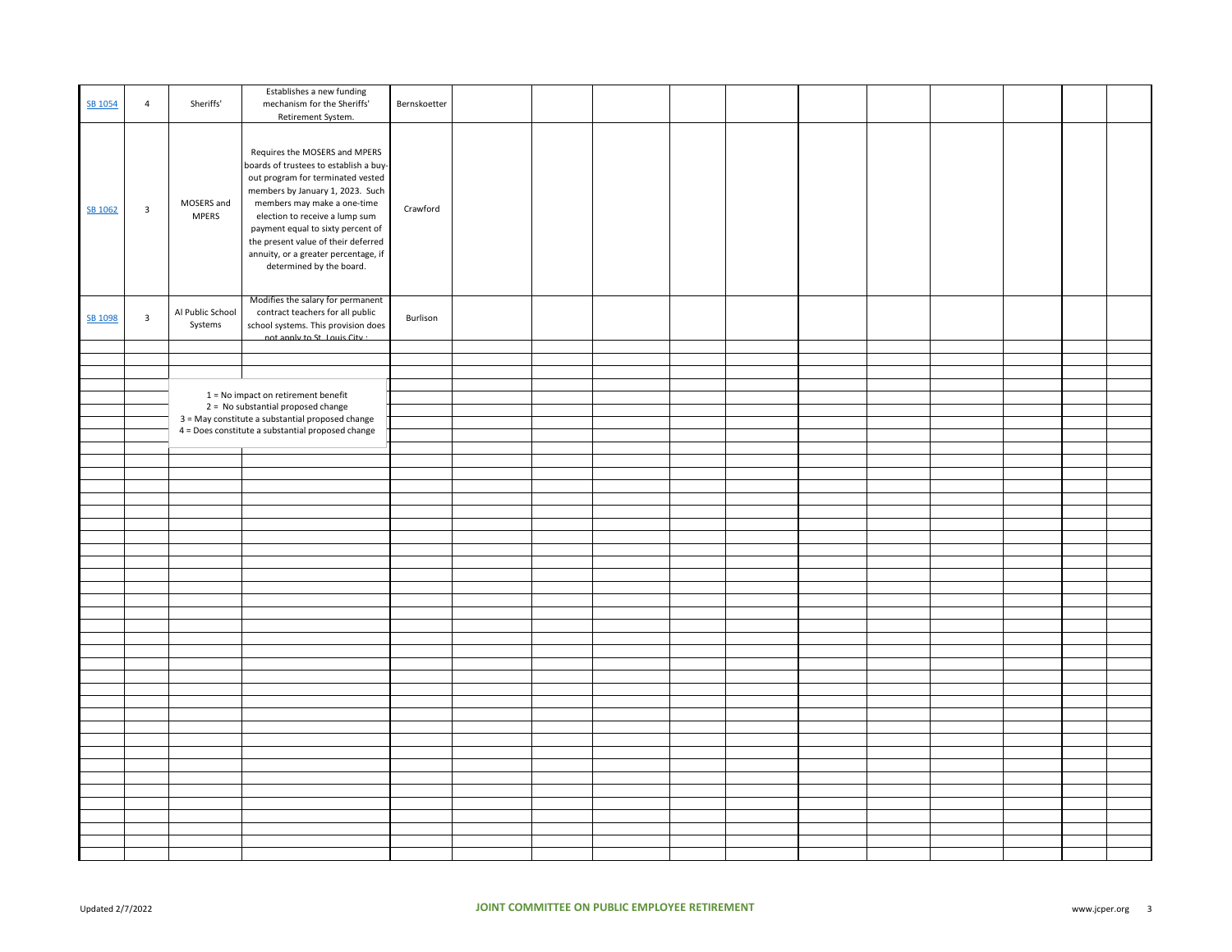| | | | | | | | | | | | | | | | | |
|---|---|---|---|---|---|---|---|---|---|---|---|---|---|---|---|---|
| SB 1054 | 4 | Sheriffs' | Establishes a new funding mechanism for the Sheriffs' Retirement System. | Bernskoetter | | | | | | | | | | | | |
| SB 1062 | 3 | MOSERS and MPERS | Requires the MOSERS and MPERS boards of trustees to establish a buy-out program for terminated vested members by January 1, 2023. Such members may make a one-time election to receive a lump sum payment equal to sixty percent of the present value of their deferred annuity, or a greater percentage, if determined by the board. | Crawford | | | | | | | | | | | | |
| SB 1098 | 3 | Al Public School Systems | Modifies the salary for permanent contract teachers for all public school systems. This provision does not apply to St. Louis City ; | Burlison | | | | | | | | | | | | |

1 = No impact on retirement benefit
2 = No substantial proposed change
3 = May constitute a substantial proposed change
4 = Does constitute a substantial proposed change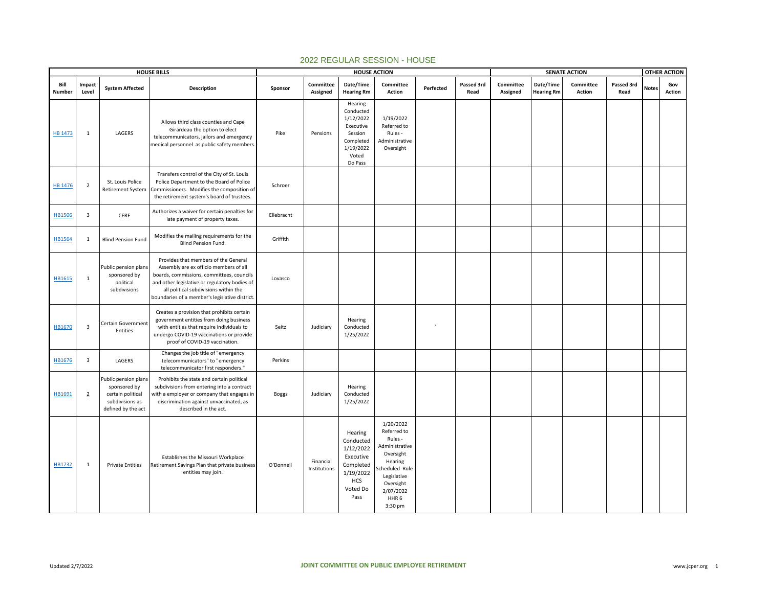# 2022 REGULAR SESSION - HOUSE

| HOUSE BILLS | | | | HOUSE ACTION | | | | | | SENATE ACTION | | | | OTHER ACTION | |
|---|---|---|---|---|---|---|---|---|---|---|---|---|---|---|---|
| Bill Number | Impact Level | System Affected | Description | Sponsor | Committee Assigned | Date/Time Hearing Rm | Committee Action | Perfected | Passed 3rd Read | Committee Assigned | Date/Time Hearing Rm | Committee Action | Passed 3rd Read | Notes | Gov Action |
| HB 1473 | 1 | LAGERS | Allows third class counties and Cape Girardeau the option to elect telecommunicators, jailors and emergency medical personnel as public safety members. | Pike | Pensions | Hearing Conducted 1/12/2022 Executive Session Completed 1/19/2022 Voted Do Pass | 1/19/2022 Referred to Rules - Administrative Oversight | | | | | | | | |
| HB 1476 | 2 | St. Louis Police Retirement System | Transfers control of the City of St. Louis Police Department to the Board of Police Commissioners. Modifies the composition of the retirement system's board of trustees. | Schroer | | | | | | | | | | | |
| HB1506 | 3 | CERF | Authorizes a waiver for certain penalties for late payment of property taxes. | Ellebracht | | | | | | | | | | | |
| HB1564 | 1 | Blind Pension Fund | Modifies the mailing requirements for the Blind Pension Fund. | Griffith | | | | | | | | | | | |
| HB1615 | 1 | Public pension plans sponsored by political subdivisions | Provides that members of the General Assembly are ex officio members of all boards, commissions, committees, councils and other legislative or regulatory bodies of all political subdivisions within the boundaries of a member's legislative district. | Lovasco | | | | | | | | | | | |
| HB1670 | 3 | Certain Government Entities | Creates a provision that prohibits certain government entities from doing business with entities that require individuals to undergo COVID-19 vaccinations or provide proof of COVID-19 vaccination. | Seitz | Judiciary | Hearing Conducted 1/25/2022 | | ` | | | | | | | |
| HB1676 | 3 | LAGERS | Changes the job title of "emergency telecommunicators" to "emergency telecommunicator first responders." | Perkins | | | | | | | | | | | |
| HB1691 | 2 | Public pension plans sponsored by certain political subdivisions as defined by the act | Prohibits the state and certain political subdivisions from entering into a contract with a employer or company that engages in discrimination against unvaccinated, as described in the act. | Boggs | Judiciary | Hearing Conducted 1/25/2022 | | | | | | | | | |
| HB1732 | 1 | Private Entities | Establishes the Missouri Workplace Retirement Savings Plan that private business entities may join. | O'Donnell | Financial Institutions | Hearing Conducted 1/12/2022 Executive Completed 1/19/2022 HCS Voted Do Pass | 1/20/2022 Referred to Rules - Administrative Oversight Hearing Scheduled Rule - Legislative Oversight 2/07/2022 HHR 6 3:30 pm | | | | | | | | |

Updated 2/7/2022 JOINT COMMITTEE ON PUBLIC EMPLOYEE RETIREMENT www.jcper.org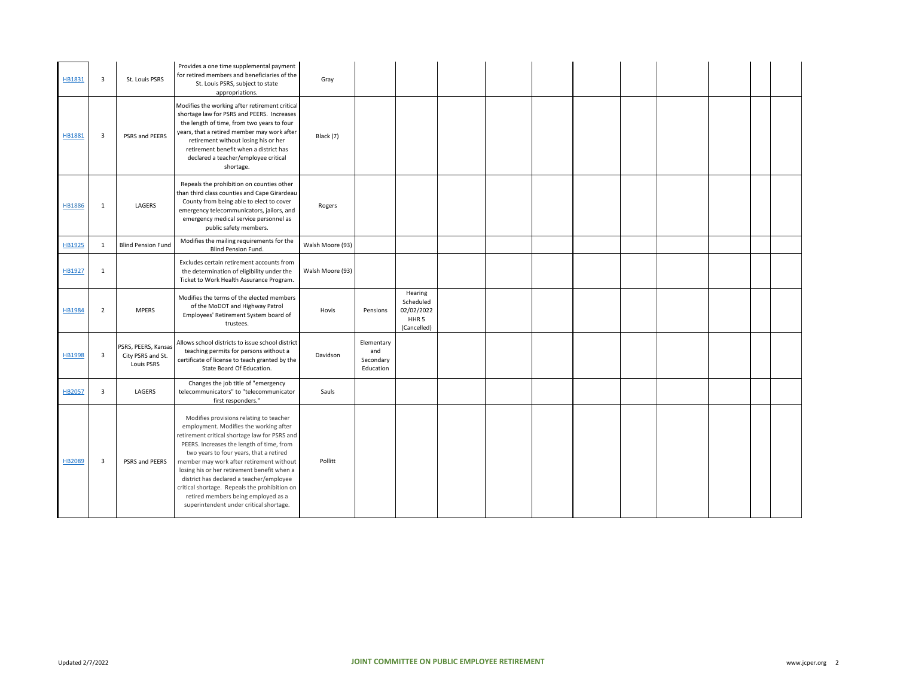| | | | | | | | | | | | | | | | |
|---|---|---|---|---|---|---|---|---|---|---|---|---|---|---|---|
| HB1831 | 3 | St. Louis PSRS | Provides a one time supplemental payment for retired members and beneficiaries of the St. Louis PSRS, subject to state appropriations. | Gray | | | | | | | | | | | |
| HB1881 | 3 | PSRS and PEERS | Modifies the working after retirement critical shortage law for PSRS and PEERS. Increases the length of time, from two years to four years, that a retired member may work after retirement without losing his or her retirement benefit when a district has declared a teacher/employee critical shortage. | Black (7) | | | | | | | | | | | |
| HB1886 | 1 | LAGERS | Repeals the prohibition on counties other than third class counties and Cape Girardeau County from being able to elect to cover emergency telecommunicators, jailors, and emergency medical service personnel as public safety members. | Rogers | | | | | | | | | | | |
| HB1925 | 1 | Blind Pension Fund | Modifies the mailing requirements for the Blind Pension Fund. | Walsh Moore (93) | | | | | | | | | | | |
| HB1927 | 1 | | Excludes certain retirement accounts from the determination of eligibility under the Ticket to Work Health Assurance Program. | Walsh Moore (93) | | | | | | | | | | | |
| HB1984 | 2 | MPERS | Modifies the terms of the elected members of the MoDOT and Highway Patrol Employees' Retirement System board of trustees. | Hovis | Pensions | Hearing Scheduled 02/02/2022 HHR 5 (Cancelled) | | | | | | | | | |
| HB1998 | 3 | PSRS, PEERS, Kansas City PSRS and St. Louis PSRS | Allows school districts to issue school district teaching permits for persons without a certificate of license to teach granted by the State Board Of Education. | Davidson | Elementary and Secondary Education | | | | | | | | | | |
| HB2057 | 3 | LAGERS | Changes the job title of "emergency telecommunicators" to "telecommunicator first responders." | Sauls | | | | | | | | | | | |
| HB2089 | 3 | PSRS and PEERS | Modifies provisions relating to teacher employment. Modifies the working after retirement critical shortage law for PSRS and PEERS. Increases the length of time, from two years to four years, that a retired member may work after retirement without losing his or her retirement benefit when a district has declared a teacher/employee critical shortage. Repeals the prohibition on retired members being employed as a superintendent under critical shortage. | Pollitt | | | | | | | | | | | |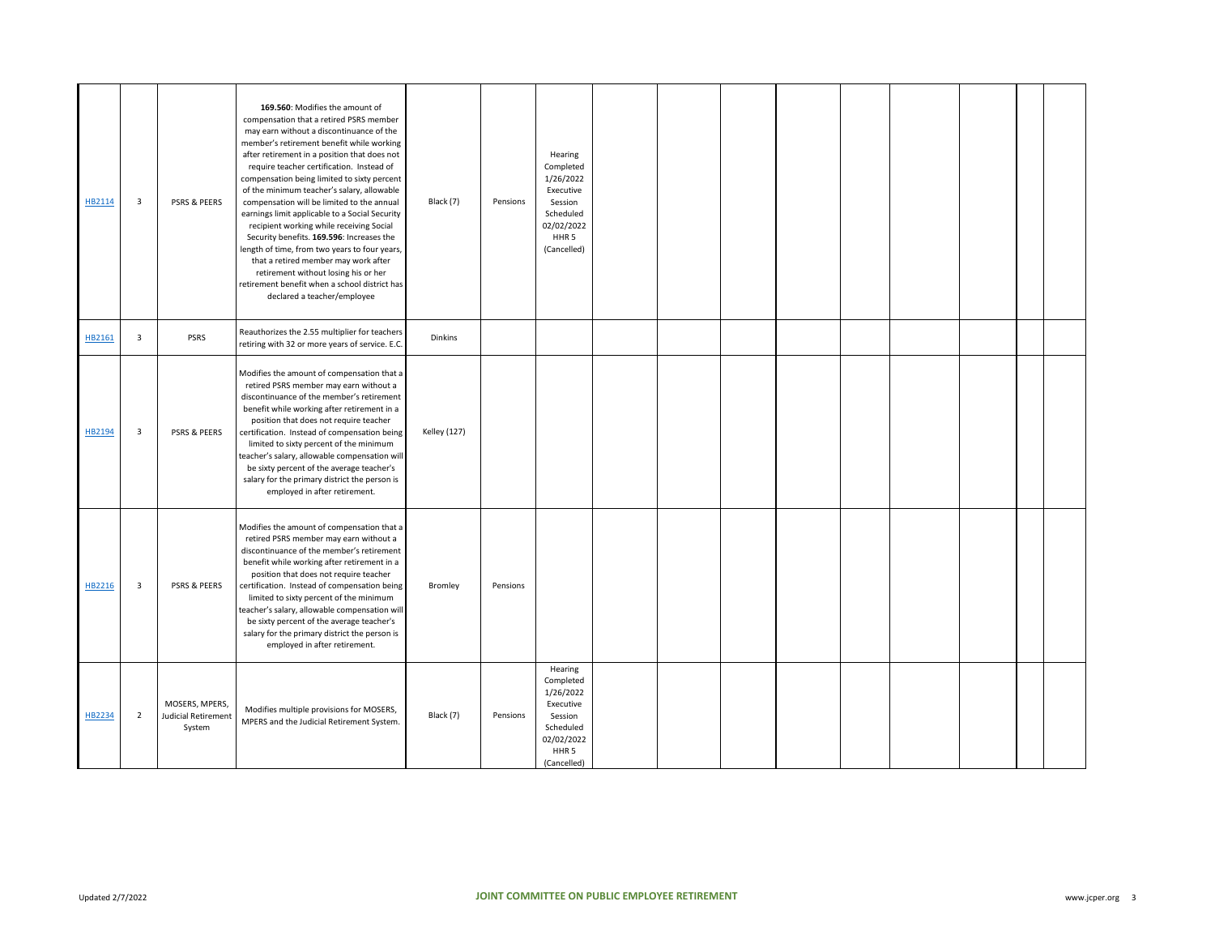| | | | | | | | | | | | | | | | |
|---|---|---|---|---|---|---|---|---|---|---|---|---|---|---|---|
| HB2114 | 3 | PSRS & PEERS | **169.560**: Modifies the amount of compensation that a retired PSRS member may earn without a discontinuance of the member's retirement benefit while working after retirement in a position that does not require teacher certification. Instead of compensation being limited to sixty percent of the minimum teacher's salary, allowable compensation will be limited to the annual earnings limit applicable to a Social Security recipient working while receiving Social Security benefits. **169.596**: Increases the length of time, from two years to four years, that a retired member may work after retirement without losing his or her retirement benefit when a school district has declared a teacher/employee | Black (7) | Pensions | Hearing Completed 1/26/2022 Executive Session Scheduled 02/02/2022 HHR 5 (Cancelled) | | | | | | | | | |
| HB2161 | 3 | PSRS | Reauthorizes the 2.55 multiplier for teachers retiring with 32 or more years of service. E.C. | Dinkins | | | | | | | | | | | |
| HB2194 | 3 | PSRS & PEERS | Modifies the amount of compensation that a retired PSRS member may earn without a discontinuance of the member's retirement benefit while working after retirement in a position that does not require teacher certification. Instead of compensation being limited to sixty percent of the minimum teacher's salary, allowable compensation will be sixty percent of the average teacher's salary for the primary district the person is employed in after retirement. | Kelley (127) | | | | | | | | | | | |
| HB2216 | 3 | PSRS & PEERS | Modifies the amount of compensation that a retired PSRS member may earn without a discontinuance of the member's retirement benefit while working after retirement in a position that does not require teacher certification. Instead of compensation being limited to sixty percent of the minimum teacher's salary, allowable compensation will be sixty percent of the average teacher's salary for the primary district the person is employed in after retirement. | Bromley | Pensions | | | | | | | | | | |
| HB2234 | 2 | MOSERS, MPERS, Judicial Retirement System | Modifies multiple provisions for MOSERS, MPERS and the Judicial Retirement System. | Black (7) | Pensions | Hearing Completed 1/26/2022 Executive Session Scheduled 02/02/2022 HHR 5 (Cancelled) | | | | | | | | | |

Updated 2/7/2022

**JOINT COMMITTEE ON PUBLIC EMPLOYEE RETIREMENT**

www.jcper.org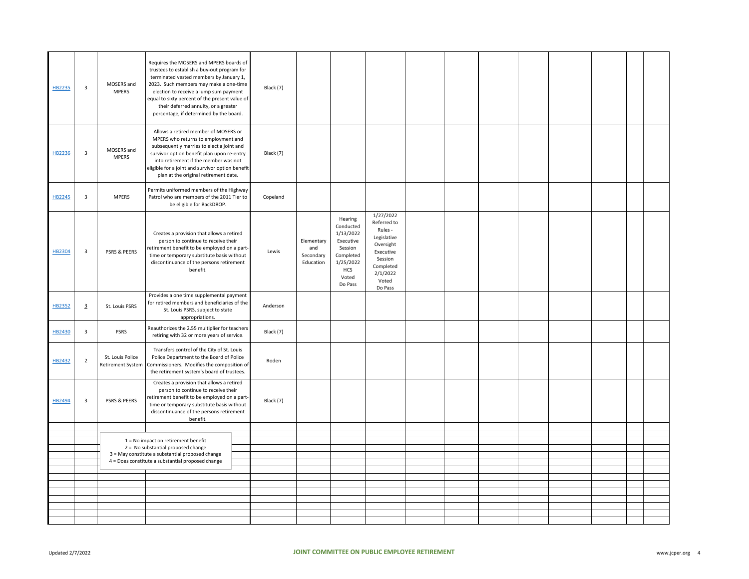| | | | | | | | | | | | | | | | | |
|---|---|---|---|---|---|---|---|---|---|---|---|---|---|---|---|---|
| HB2235 | 3 | MOSERS and MPERS | Requires the MOSERS and MPERS boards of trustees to establish a buy-out program for terminated vested members by January 1, 2023. Such members may make a one-time election to receive a lump sum payment equal to sixty percent of the present value of their deferred annuity, or a greater percentage, if determined by the board. | Black (7) | | | | | | | | | | | | |
| HB2236 | 3 | MOSERS and MPERS | Allows a retired member of MOSERS or MPERS who returns to employment and subsequently marries to elect a joint and survivor option benefit plan upon re-entry into retirement if the member was not eligible for a joint and survivor option benefit plan at the original retirement date. | Black (7) | | | | | | | | | | | | |
| HB2245 | 3 | MPERS | Permits uniformed members of the Highway Patrol who are members of the 2011 Tier to be eligible for BackDROP. | Copeland | | | | | | | | | | | | |
| HB2304 | 3 | PSRS & PEERS | Creates a provision that allows a retired person to continue to receive their retirement benefit to be employed on a part-time or temporary substitute basis without discontinuance of the persons retirement benefit. | Lewis | Elementary and Secondary Education | Hearing Conducted 1/13/2022 Executive Session Completed 1/25/2022 HCS Voted Do Pass | 1/27/2022 Referred to Rules - Legislative Oversight Executive Session Completed 2/1/2022 Voted Do Pass | | | | | | | | | |
| HB2352 | 3 | St. Louis PSRS | Provides a one time supplemental payment for retired members and beneficiaries of the St. Louis PSRS, subject to state appropriations. | Anderson | | | | | | | | | | | | |
| HB2430 | 3 | PSRS | Reauthorizes the 2.55 multiplier for teachers retiring with 32 or more years of service. | Black (7) | | | | | | | | | | | | |
| HB2432 | 2 | St. Louis Police Retirement System | Transfers control of the City of St. Louis Police Department to the Board of Police Commissioners. Modifies the composition of the retirement system's board of trustees. | Roden | | | | | | | | | | | | |
| HB2494 | 3 | PSRS & PEERS | Creates a provision that allows a retired person to continue to receive their retirement benefit to be employed on a part-time or temporary substitute basis without discontinuance of the persons retirement benefit. | Black (7) | | | | | | | | | | | | |

1 = No impact on retirement benefit
2 = No substantial proposed change
3 = May constitute a substantial proposed change
4 = Does constitute a substantial proposed change

Updated 2/7/2022

JOINT COMMITTEE ON PUBLIC EMPLOYEE RETIREMENT

www.jcper.org